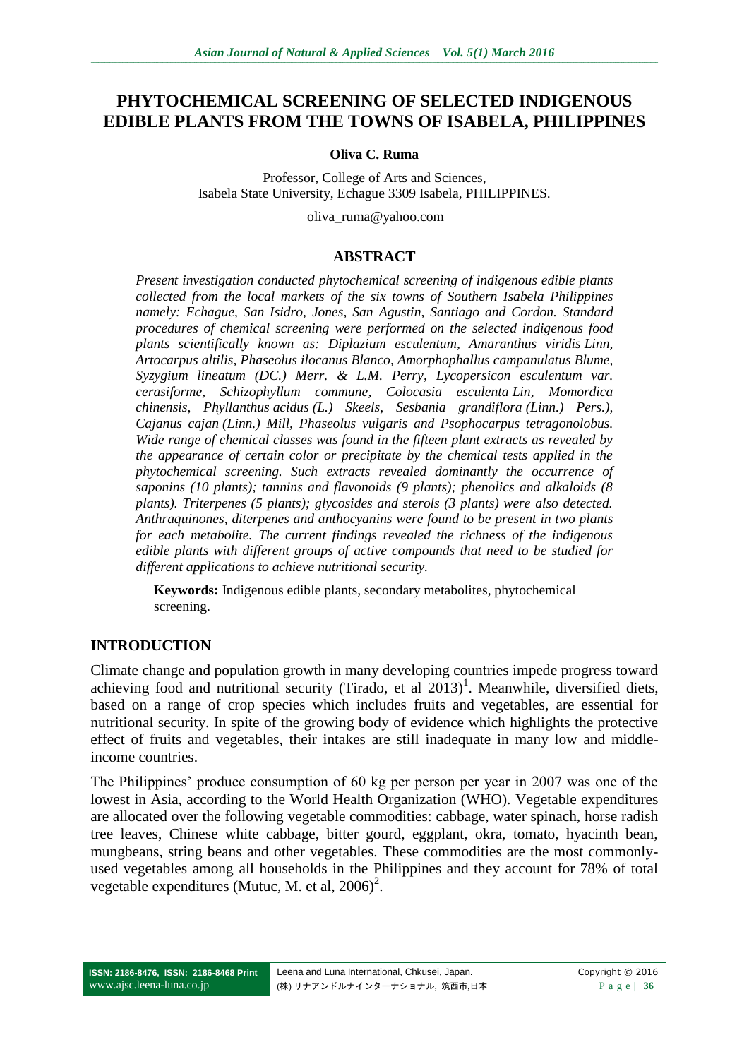# PHYTOCHEMICAL SCREENING OF SELECTED INDIGENOUS EDIBLE PLANTS FROM THE TOWNS OF ISABELA, PHILIPPINES

**Oliva C. Ruma**

Professor, College of Arts and Sciences,
Isabela State University, Echague 3309 Isabela, PHILIPPINES.

oliva_ruma@yahoo.com

## ABSTRACT

*Present investigation conducted phytochemical screening of indigenous edible plants collected from the local markets of the six towns of Southern Isabela Philippines namely: Echague, San Isidro, Jones, San Agustin, Santiago and Cordon. Standard procedures of chemical screening were performed on the selected indigenous food plants scientifically known as: Diplazium esculentum, Amaranthus viridis Linn, Artocarpus altilis, Phaseolus ilocanus Blanco, Amorphophallus campanulatus Blume, Syzygium lineatum (DC.) Merr. & L.M. Perry, Lycopersicon esculentum var. cerasiforme, Schizophyllum commune, Colocasia esculenta Lin, Momordica chinensis, Phyllanthus acidus (L.) Skeels, Sesbania grandiflora (Linn.) Pers.), Cajanus cajan (Linn.) Mill, Phaseolus vulgaris and Psophocarpus tetragonolobus. Wide range of chemical classes was found in the fifteen plant extracts as revealed by the appearance of certain color or precipitate by the chemical tests applied in the phytochemical screening. Such extracts revealed dominantly the occurrence of saponins (10 plants); tannins and flavonoids (9 plants); phenolics and alkaloids (8 plants). Triterpenes (5 plants); glycosides and sterols (3 plants) were also detected. Anthraquinones, diterpenes and anthocyanins were found to be present in two plants for each metabolite. The current findings revealed the richness of the indigenous edible plants with different groups of active compounds that need to be studied for different applications to achieve nutritional security.*

**Keywords:** Indigenous edible plants, secondary metabolites, phytochemical screening.

## INTRODUCTION

Climate change and population growth in many developing countries impede progress toward achieving food and nutritional security (Tirado, et al 2013)[1]. Meanwhile, diversified diets, based on a range of crop species which includes fruits and vegetables, are essential for nutritional security. In spite of the growing body of evidence which highlights the protective effect of fruits and vegetables, their intakes are still inadequate in many low and middle-income countries.

The Philippines' produce consumption of 60 kg per person per year in 2007 was one of the lowest in Asia, according to the World Health Organization (WHO). Vegetable expenditures are allocated over the following vegetable commodities: cabbage, water spinach, horse radish tree leaves, Chinese white cabbage, bitter gourd, eggplant, okra, tomato, hyacinth bean, mungbeans, string beans and other vegetables. These commodities are the most commonly-used vegetables among all households in the Philippines and they account for 78% of total vegetable expenditures (Mutuc, M. et al, 2006)[2].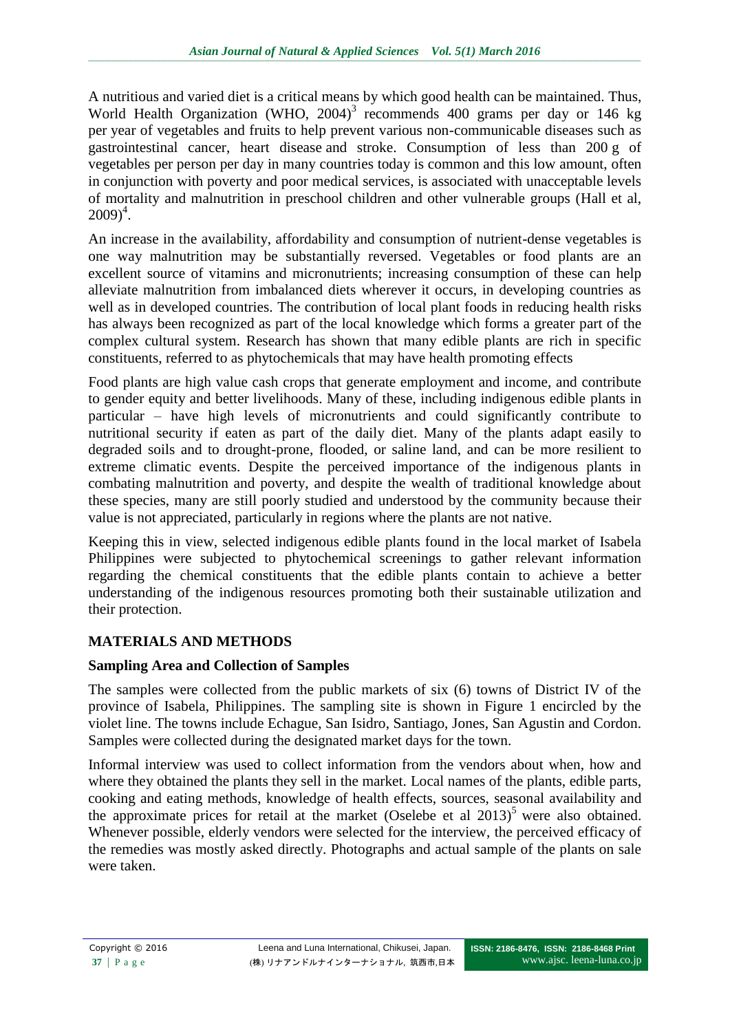A nutritious and varied diet is a critical means by which good health can be maintained. Thus, World Health Organization (WHO, 2004)[3] recommends 400 grams per day or 146 kg per year of vegetables and fruits to help prevent various non-communicable diseases such as gastrointestinal cancer, heart disease and stroke. Consumption of less than 200 g of vegetables per person per day in many countries today is common and this low amount, often in conjunction with poverty and poor medical services, is associated with unacceptable levels of mortality and malnutrition in preschool children and other vulnerable groups (Hall et al, 2009)[4].

An increase in the availability, affordability and consumption of nutrient-dense vegetables is one way malnutrition may be substantially reversed. Vegetables or food plants are an excellent source of vitamins and micronutrients; increasing consumption of these can help alleviate malnutrition from imbalanced diets wherever it occurs, in developing countries as well as in developed countries. The contribution of local plant foods in reducing health risks has always been recognized as part of the local knowledge which forms a greater part of the complex cultural system. Research has shown that many edible plants are rich in specific constituents, referred to as phytochemicals that may have health promoting effects

Food plants are high value cash crops that generate employment and income, and contribute to gender equity and better livelihoods. Many of these, including indigenous edible plants in particular – have high levels of micronutrients and could significantly contribute to nutritional security if eaten as part of the daily diet. Many of the plants adapt easily to degraded soils and to drought-prone, flooded, or saline land, and can be more resilient to extreme climatic events. Despite the perceived importance of the indigenous plants in combating malnutrition and poverty, and despite the wealth of traditional knowledge about these species, many are still poorly studied and understood by the community because their value is not appreciated, particularly in regions where the plants are not native.

Keeping this in view, selected indigenous edible plants found in the local market of Isabela Philippines were subjected to phytochemical screenings to gather relevant information regarding the chemical constituents that the edible plants contain to achieve a better understanding of the indigenous resources promoting both their sustainable utilization and their protection.

## MATERIALS AND METHODS

### Sampling Area and Collection of Samples

The samples were collected from the public markets of six (6) towns of District IV of the province of Isabela, Philippines. The sampling site is shown in Figure 1 encircled by the violet line. The towns include Echague, San Isidro, Santiago, Jones, San Agustin and Cordon. Samples were collected during the designated market days for the town.

Informal interview was used to collect information from the vendors about when, how and where they obtained the plants they sell in the market. Local names of the plants, edible parts, cooking and eating methods, knowledge of health effects, sources, seasonal availability and the approximate prices for retail at the market (Oselebe et al 2013)[5] were also obtained. Whenever possible, elderly vendors were selected for the interview, the perceived efficacy of the remedies was mostly asked directly. Photographs and actual sample of the plants on sale were taken.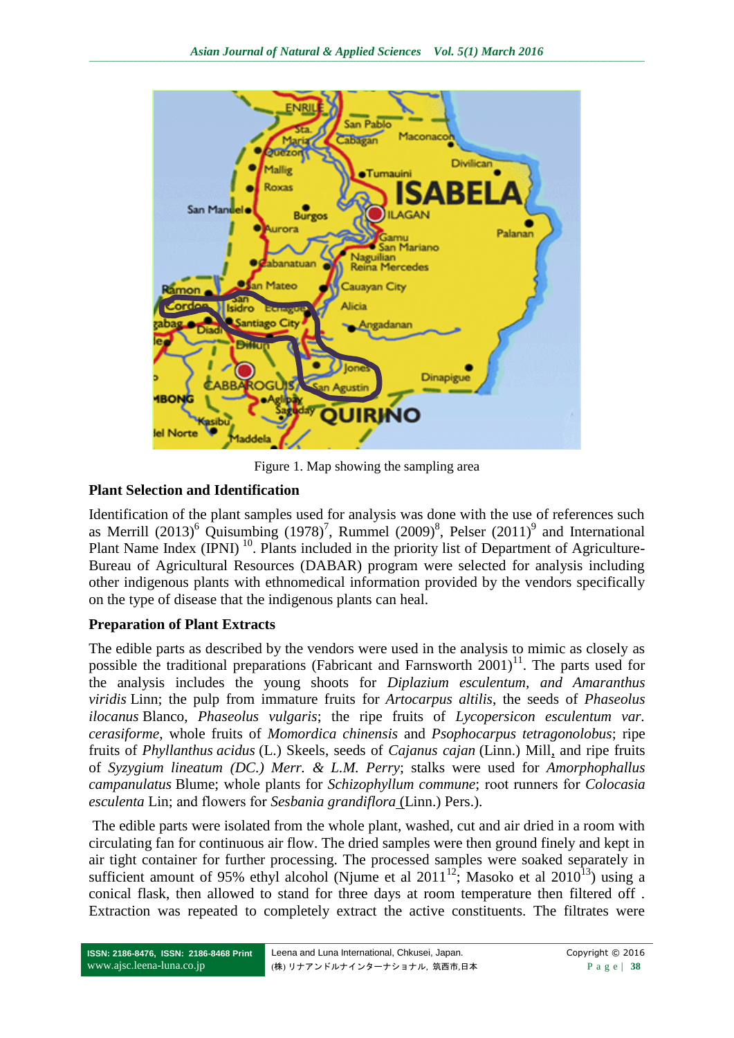Figure 1. Map showing the sampling area

## Plant Selection and Identification

Identification of the plant samples used for analysis was done with the use of references such as Merrill (2013)[6] Quisumbing (1978)[7], Rummel (2009)[8], Pelser (2011)[9] and International Plant Name Index (IPNI) [10]. Plants included in the priority list of Department of Agriculture-Bureau of Agricultural Resources (DABAR) program were selected for analysis including other indigenous plants with ethnomedical information provided by the vendors specifically on the type of disease that the indigenous plants can heal.

## Preparation of Plant Extracts

The edible parts as described by the vendors were used in the analysis to mimic as closely as possible the traditional preparations (Fabricant and Farnsworth 2001)[11]. The parts used for the analysis includes the young shoots for *Diplazium esculentum, and Amaranthus viridis* Linn; the pulp from immature fruits for *Artocarpus altilis*, the seeds of *Phaseolus ilocanus* Blanco, *Phaseolus vulgaris*; the ripe fruits of *Lycopersicon esculentum var. cerasiforme*, whole fruits of *Momordica chinensis* and *Psophocarpus tetragonolobus*; ripe fruits of *Phyllanthus acidus* (L.) Skeels, seeds of *Cajanus cajan* (Linn.) Mill, and ripe fruits of *Syzygium lineatum (DC.) Merr. & L.M. Perry*; stalks were used for *Amorphophallus campanulatus* Blume; whole plants for *Schizophyllum commune*; root runners for *Colocasia esculenta* Lin; and flowers for *Sesbania grandiflora* (Linn.) Pers.).

The edible parts were isolated from the whole plant, washed, cut and air dried in a room with circulating fan for continuous air flow. The dried samples were then ground finely and kept in air tight container for further processing. The processed samples were soaked separately in sufficient amount of 95% ethyl alcohol (Njume et al 2011[12]; Masoko et al 2010[13]) using a conical flask, then allowed to stand for three days at room temperature then filtered off . Extraction was repeated to completely extract the active constituents. The filtrates were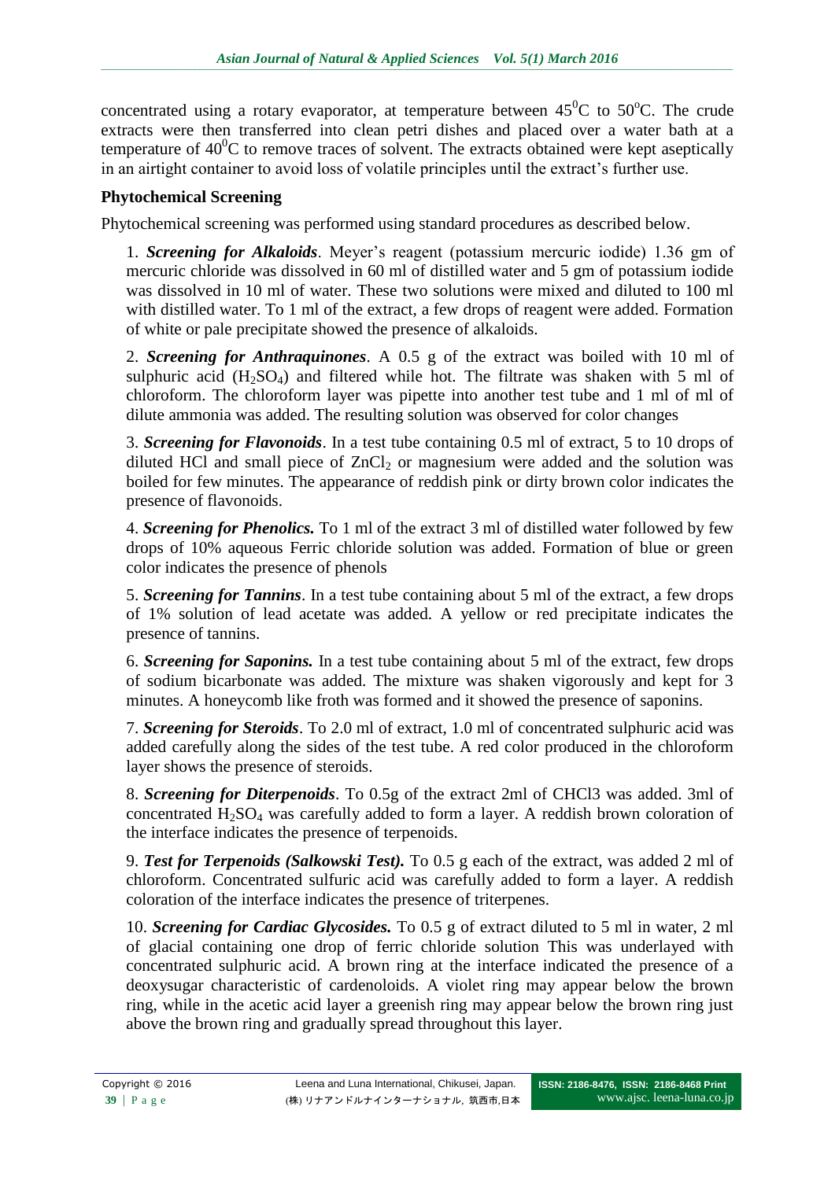concentrated using a rotary evaporator, at temperature between $45^0$C to $50^o$C. The crude extracts were then transferred into clean petri dishes and placed over a water bath at a temperature of $40^0$C to remove traces of solvent. The extracts obtained were kept aseptically in an airtight container to avoid loss of volatile principles until the extract's further use.

**Phytochemical Screening**

Phytochemical screening was performed using standard procedures as described below.

1. ***Screening for Alkaloids***. Meyer's reagent (potassium mercuric iodide) 1.36 gm of mercuric chloride was dissolved in 60 ml of distilled water and 5 gm of potassium iodide was dissolved in 10 ml of water. These two solutions were mixed and diluted to 100 ml with distilled water. To 1 ml of the extract, a few drops of reagent were added. Formation of white or pale precipitate showed the presence of alkaloids.

2. ***Screening for Anthraquinones***. A 0.5 g of the extract was boiled with 10 ml of sulphuric acid ($H_2SO_4$) and filtered while hot. The filtrate was shaken with 5 ml of chloroform. The chloroform layer was pipette into another test tube and 1 ml of ml of dilute ammonia was added. The resulting solution was observed for color changes

3. ***Screening for Flavonoids***. In a test tube containing 0.5 ml of extract, 5 to 10 drops of diluted HCl and small piece of $ZnCl_2$ or magnesium were added and the solution was boiled for few minutes. The appearance of reddish pink or dirty brown color indicates the presence of flavonoids.

4. ***Screening for Phenolics.*** To 1 ml of the extract 3 ml of distilled water followed by few drops of 10% aqueous Ferric chloride solution was added. Formation of blue or green color indicates the presence of phenols

5. ***Screening for Tannins***. In a test tube containing about 5 ml of the extract, a few drops of 1% solution of lead acetate was added. A yellow or red precipitate indicates the presence of tannins.

6. ***Screening for Saponins.*** In a test tube containing about 5 ml of the extract, few drops of sodium bicarbonate was added. The mixture was shaken vigorously and kept for 3 minutes. A honeycomb like froth was formed and it showed the presence of saponins.

7. ***Screening for Steroids***. To 2.0 ml of extract, 1.0 ml of concentrated sulphuric acid was added carefully along the sides of the test tube. A red color produced in the chloroform layer shows the presence of steroids.

8. ***Screening for Diterpenoids***. To 0.5g of the extract 2ml of $CHCl_3$ was added. 3ml of concentrated $H_2SO_4$ was carefully added to form a layer. A reddish brown coloration of the interface indicates the presence of terpenoids.

9. ***Test for Terpenoids (Salkowski Test).*** To 0.5 g each of the extract, was added 2 ml of chloroform. Concentrated sulfuric acid was carefully added to form a layer. A reddish coloration of the interface indicates the presence of triterpenes.

10. ***Screening for Cardiac Glycosides.*** To 0.5 g of extract diluted to 5 ml in water, 2 ml of glacial containing one drop of ferric chloride solution This was underlayed with concentrated sulphuric acid. A brown ring at the interface indicated the presence of a deoxysugar characteristic of cardenoloids. A violet ring may appear below the brown ring, while in the acetic acid layer a greenish ring may appear below the brown ring just above the brown ring and gradually spread throughout this layer.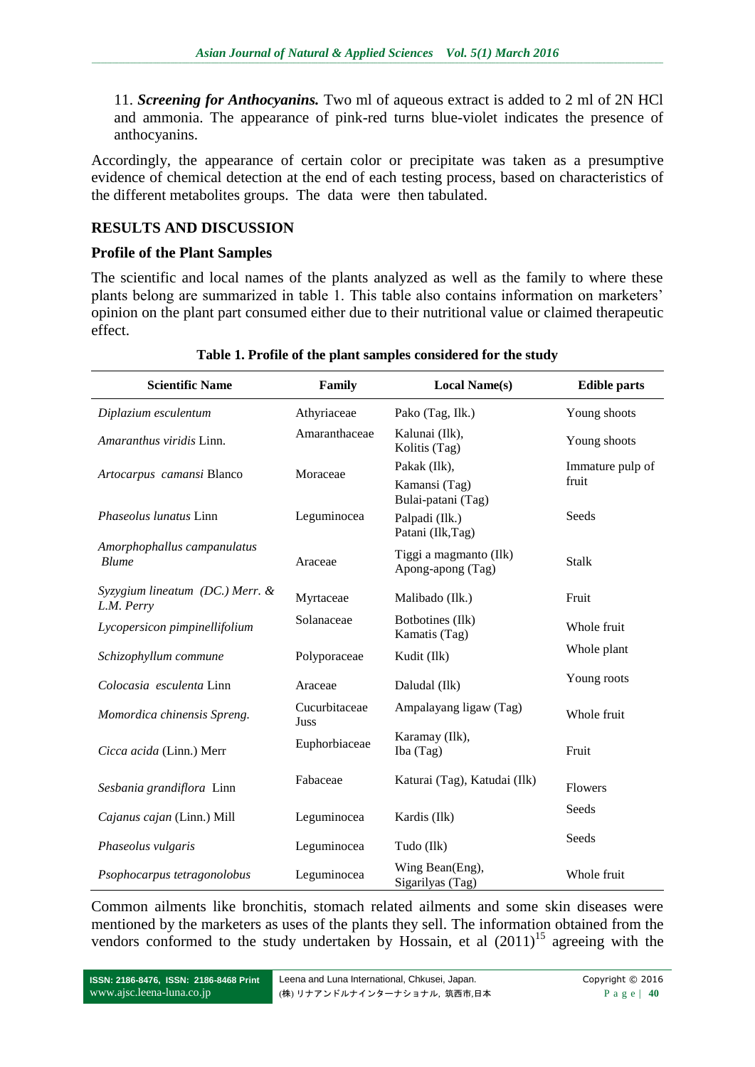11. ***Screening for Anthocyanins.*** Two ml of aqueous extract is added to 2 ml of 2N HCl and ammonia. The appearance of pink-red turns blue-violet indicates the presence of anthocyanins.

Accordingly, the appearance of certain color or precipitate was taken as a presumptive evidence of chemical detection at the end of each testing process, based on characteristics of the different metabolites groups. The data were then tabulated.

## RESULTS AND DISCUSSION

### Profile of the Plant Samples

The scientific and local names of the plants analyzed as well as the family to where these plants belong are summarized in table 1. This table also contains information on marketers' opinion on the plant part consumed either due to their nutritional value or claimed therapeutic effect.

**Table 1. Profile of the plant samples considered for the study**

| Scientific Name | Family | Local Name(s) | Edible parts |
|---|---|---|---|
| *Diplazium esculentum* | Athyriaceae | Pako (Tag, Ilk.) | Young shoots |
| *Amaranthus viridis* Linn. | Amaranthaceae | Kalunai (Ilk), Kolitis (Tag) | Young shoots |
| *Artocarpus camansi* Blanco | Moraceae | Pakak (Ilk), Kamansi (Tag) Bulai-patani (Tag) | Immature pulp of fruit |
| *Phaseolus lunatus* Linn | Leguminocea | Palpadi (Ilk.) Patani (Ilk,Tag) | Seeds |
| *Amorphophallus campanulatus Blume* | Araceae | Tiggi a magmanto (Ilk) Apong-apong (Tag) | Stalk |
| *Syzygium lineatum (DC.) Merr. & L.M. Perry* | Myrtaceae | Malibado (Ilk.) | Fruit |
| *Lycopersicon pimpinellifolium* | Solanaceae | Botbotines (Ilk) Kamatis (Tag) | Whole fruit |
| *Schizophyllum commune* | Polyporaceae | Kudit (Ilk) | Whole plant |
| *Colocasia esculenta* Linn | Araceae | Daludal (Ilk) | Young roots |
| *Momordica chinensis Spreng.* | Cucurbitaceae Juss | Ampalayang ligaw (Tag) | Whole fruit |
| *Cicca acida* (Linn.) Merr | Euphorbiaceae | Karamay (Ilk), Iba (Tag) | Fruit |
| *Sesbania grandiflora* Linn | Fabaceae | Katurai (Tag), Katudai (Ilk) | Flowers |
| *Cajanus cajan* (Linn.) Mill | Leguminocea | Kardis (Ilk) | Seeds |
| *Phaseolus vulgaris* | Leguminocea | Tudo (Ilk) | Seeds |
| *Psophocarpus tetragonolobus* | Leguminocea | Wing Bean(Eng), Sigarilyas (Tag) | Whole fruit |

Common ailments like bronchitis, stomach related ailments and some skin diseases were mentioned by the marketers as uses of the plants they sell. The information obtained from the vendors conformed to the study undertaken by Hossain, et al (2011)[15] agreeing with the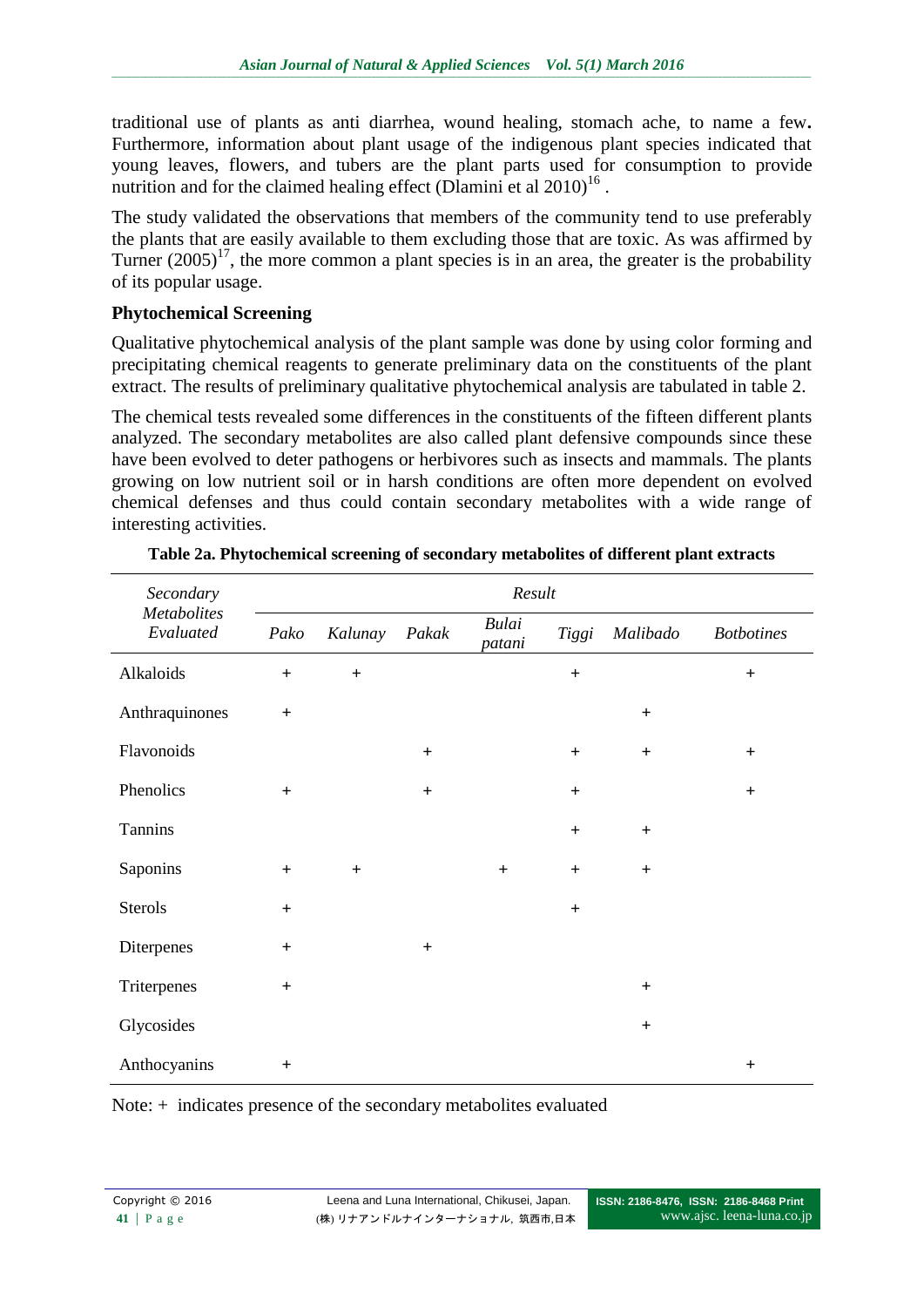traditional use of plants as anti diarrhea, wound healing, stomach ache, to name a few**.** Furthermore, information about plant usage of the indigenous plant species indicated that young leaves, flowers, and tubers are the plant parts used for consumption to provide nutrition and for the claimed healing effect (Dlamini et al 2010)[16] .

The study validated the observations that members of the community tend to use preferably the plants that are easily available to them excluding those that are toxic. As was affirmed by Turner (2005)[17], the more common a plant species is in an area, the greater is the probability of its popular usage.

**Phytochemical Screening**

Qualitative phytochemical analysis of the plant sample was done by using color forming and precipitating chemical reagents to generate preliminary data on the constituents of the plant extract. The results of preliminary qualitative phytochemical analysis are tabulated in table 2.

The chemical tests revealed some differences in the constituents of the fifteen different plants analyzed. The secondary metabolites are also called plant defensive compounds since these have been evolved to deter pathogens or herbivores such as insects and mammals. The plants growing on low nutrient soil or in harsh conditions are often more dependent on evolved chemical defenses and thus could contain secondary metabolites with a wide range of interesting activities.

**Table 2a. Phytochemical screening of secondary metabolites of different plant extracts**

| *Secondary Metabolites Evaluated* | *Result* | | | | | | |
|---|---|---|---|---|---|---|---|
| | *Pako* | *Kalunay* | *Pakak* | *Bulai patani* | *Tiggi* | *Malibado* | *Botbotines* |
| Alkaloids | + | + | | | + | | + |
| Anthraquinones | + | | | | | + | |
| Flavonoids | | | + | | + | + | + |
| Phenolics | + | | + | | + | | + |
| Tannins | | | | | + | + | |
| Saponins | + | + | | + | + | + | |
| Sterols | + | | | | + | | |
| Diterpenes | + | | + | | | | |
| Triterpenes | + | | | | | + | |
| Glycosides | | | | | | + | |
| Anthocyanins | + | | | | | | + |

Note: + indicates presence of the secondary metabolites evaluated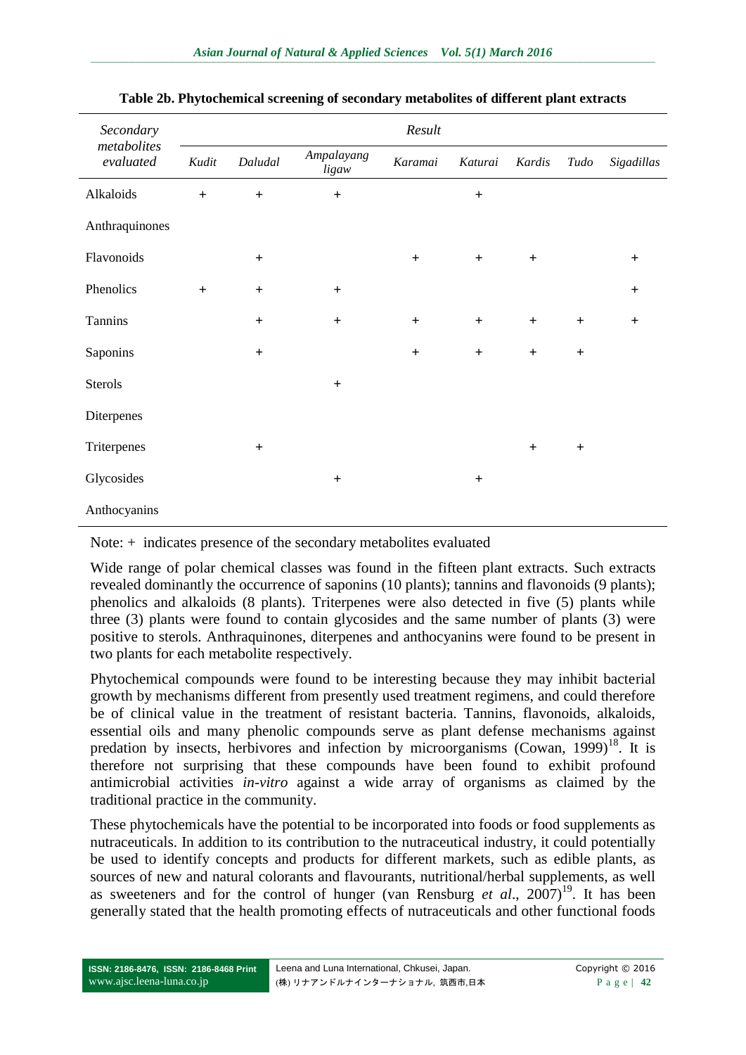**Table 2b. Phytochemical screening of secondary metabolites of different plant extracts**

| *Secondary metabolites evaluated* | *Result* | | | | | | | |
|---|---|---|---|---|---|---|---|---|
| | *Kudit* | *Daludal* | *Ampalayang ligaw* | *Karamai* | *Katurai* | *Kardis* | *Tudo* | *Sigadillas* |
| Alkaloids | + | + | + | | + | | | |
| Anthraquinones | | | | | | | | |
| Flavonoids | | + | | + | + | + | | + |
| Phenolics | + | + | + | | | | | + |
| Tannins | | + | + | + | + | + | + | + |
| Saponins | | + | | + | + | + | + | |
| Sterols | | | + | | | | | |
| Diterpenes | | | | | | | | |
| Triterpenes | | + | | | | + | + | |
| Glycosides | | | + | | + | | | |
| Anthocyanins | | | | | | | | |

Note: + indicates presence of the secondary metabolites evaluated

Wide range of polar chemical classes was found in the fifteen plant extracts. Such extracts revealed dominantly the occurrence of saponins (10 plants); tannins and flavonoids (9 plants); phenolics and alkaloids (8 plants). Triterpenes were also detected in five (5) plants while three (3) plants were found to contain glycosides and the same number of plants (3) were positive to sterols. Anthraquinones, diterpenes and anthocyanins were found to be present in two plants for each metabolite respectively.

Phytochemical compounds were found to be interesting because they may inhibit bacterial growth by mechanisms different from presently used treatment regimens, and could therefore be of clinical value in the treatment of resistant bacteria. Tannins, flavonoids, alkaloids, essential oils and many phenolic compounds serve as plant defense mechanisms against predation by insects, herbivores and infection by microorganisms (Cowan, 1999)[18]. It is therefore not surprising that these compounds have been found to exhibit profound antimicrobial activities *in-vitro* against a wide array of organisms as claimed by the traditional practice in the community.

These phytochemicals have the potential to be incorporated into foods or food supplements as nutraceuticals. In addition to its contribution to the nutraceutical industry, it could potentially be used to identify concepts and products for different markets, such as edible plants, as sources of new and natural colorants and flavourants, nutritional/herbal supplements, as well as sweeteners and for the control of hunger (van Rensburg *et al*., 2007)[19]. It has been generally stated that the health promoting effects of nutraceuticals and other functional foods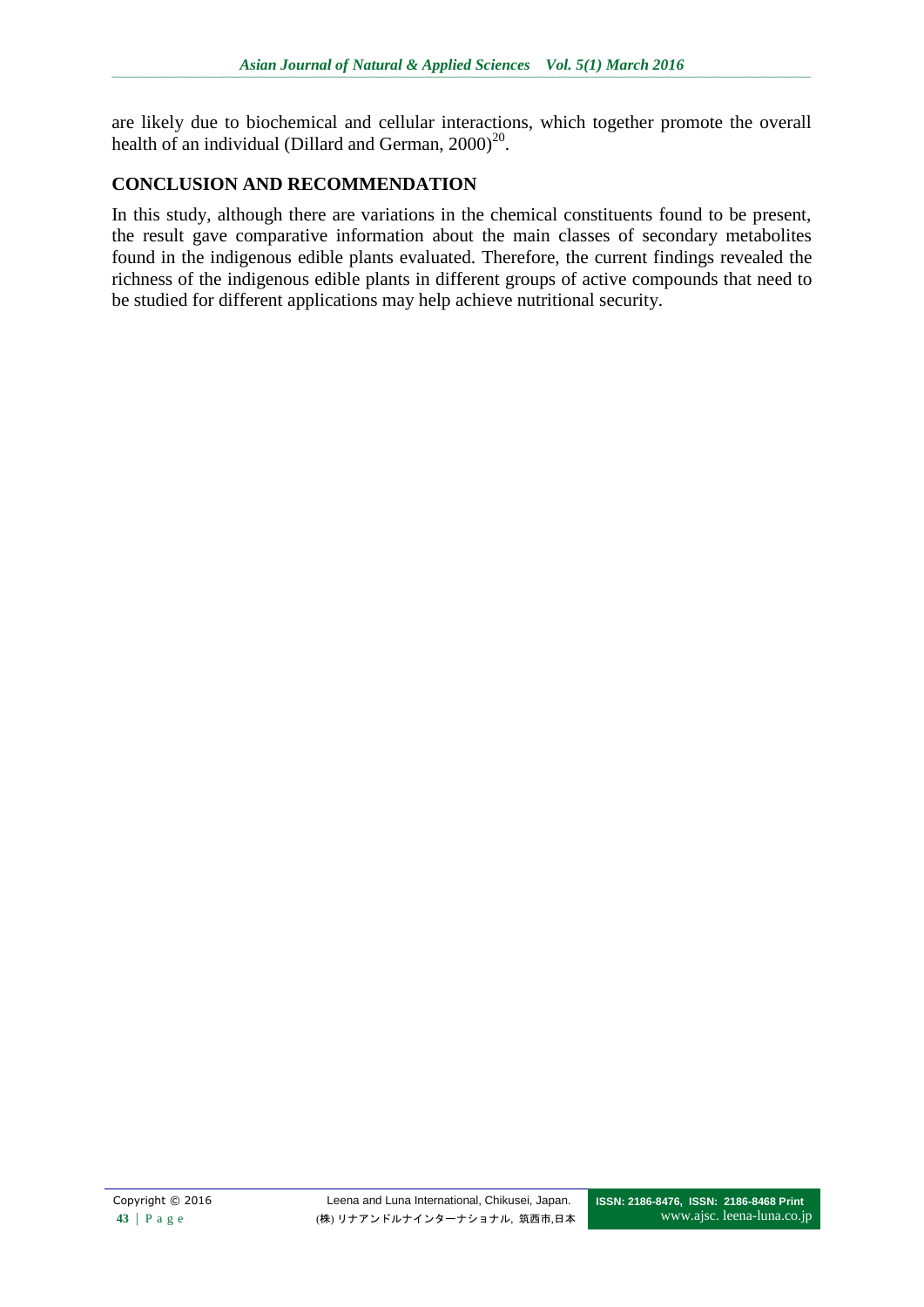are likely due to biochemical and cellular interactions, which together promote the overall health of an individual (Dillard and German, 2000)[20].

## CONCLUSION AND RECOMMENDATION

In this study, although there are variations in the chemical constituents found to be present, the result gave comparative information about the main classes of secondary metabolites found in the indigenous edible plants evaluated. Therefore, the current findings revealed the richness of the indigenous edible plants in different groups of active compounds that need to be studied for different applications may help achieve nutritional security.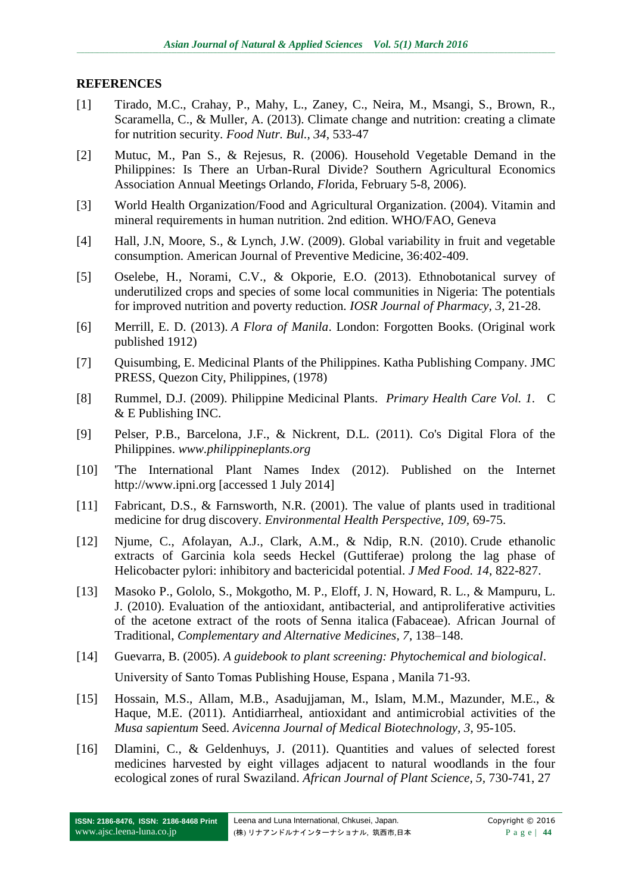## REFERENCES

[1] Tirado, M.C., Crahay, P., Mahy, L., Zaney, C., Neira, M., Msangi, S., Brown, R., Scaramella, C., & Muller, A. (2013). Climate change and nutrition: creating a climate for nutrition security. *Food Nutr. Bul., 34*, 533-47

[2] Mutuc, M., Pan S., & Rejesus, R. (2006). Household Vegetable Demand in the Philippines: Is There an Urban-Rural Divide? Southern Agricultural Economics Association Annual Meetings Orlando, *Fl*orida, February 5-8, 2006).

[3] World Health Organization/Food and Agricultural Organization. (2004). Vitamin and mineral requirements in human nutrition. 2nd edition. WHO/FAO, Geneva

[4] Hall, J.N, Moore, S., & Lynch, J.W. (2009). Global variability in fruit and vegetable consumption. American Journal of Preventive Medicine, 36:402-409.

[5] Oselebe, H., Norami, C.V., & Okporie, E.O. (2013). Ethnobotanical survey of underutilized crops and species of some local communities in Nigeria: The potentials for improved nutrition and poverty reduction. *IOSR Journal of Pharmacy, 3*, 21-28.

[6] Merrill, E. D. (2013). *A Flora of Manila*. London: Forgotten Books. (Original work published 1912)

[7] Quisumbing, E. Medicinal Plants of the Philippines. Katha Publishing Company. JMC PRESS, Quezon City, Philippines, (1978)

[8] Rummel, D.J. (2009). Philippine Medicinal Plants. *Primary Health Care Vol. 1*. C & E Publishing INC.

[9] Pelser, P.B., Barcelona, J.F., & Nickrent, D.L. (2011). Co's Digital Flora of the Philippines. *www.philippineplants.org*

[10] 'The International Plant Names Index (2012). Published on the Internet http://www.ipni.org [accessed 1 July 2014]

[11] Fabricant, D.S., & Farnsworth, N.R. (2001). The value of plants used in traditional medicine for drug discovery. *Environmental Health Perspective, 109*, 69-75.

[12] Njume, C., Afolayan, A.J., Clark, A.M., & Ndip, R.N. (2010). Crude ethanolic extracts of Garcinia kola seeds Heckel (Guttiferae) prolong the lag phase of Helicobacter pylori: inhibitory and bactericidal potential. *J Med Food. 14*, 822-827.

[13] Masoko P., Gololo, S., Mokgotho, M. P., Eloff, J. N, Howard, R. L., & Mampuru, L. J. (2010). Evaluation of the antioxidant, antibacterial, and antiproliferative activities of the acetone extract of the roots of Senna italica (Fabaceae). African Journal of Traditional, *Complementary and Alternative Medicines, 7*, 138–148.

[14] Guevarra, B. (2005). *A guidebook to plant screening: Phytochemical and biological*. University of Santo Tomas Publishing House, Espana , Manila 71-93.

[15] Hossain, M.S., Allam, M.B., Asadujjaman, M., Islam, M.M., Mazunder, M.E., & Haque, M.E. (2011). Antidiarrheal, antioxidant and antimicrobial activities of the *Musa sapientum* Seed. *Avicenna Journal of Medical Biotechnology, 3*, 95-105.

[16] Dlamini, C., & Geldenhuys, J. (2011). Quantities and values of selected forest medicines harvested by eight villages adjacent to natural woodlands in the four ecological zones of rural Swaziland. *African Journal of Plant Science, 5*, 730-741, 27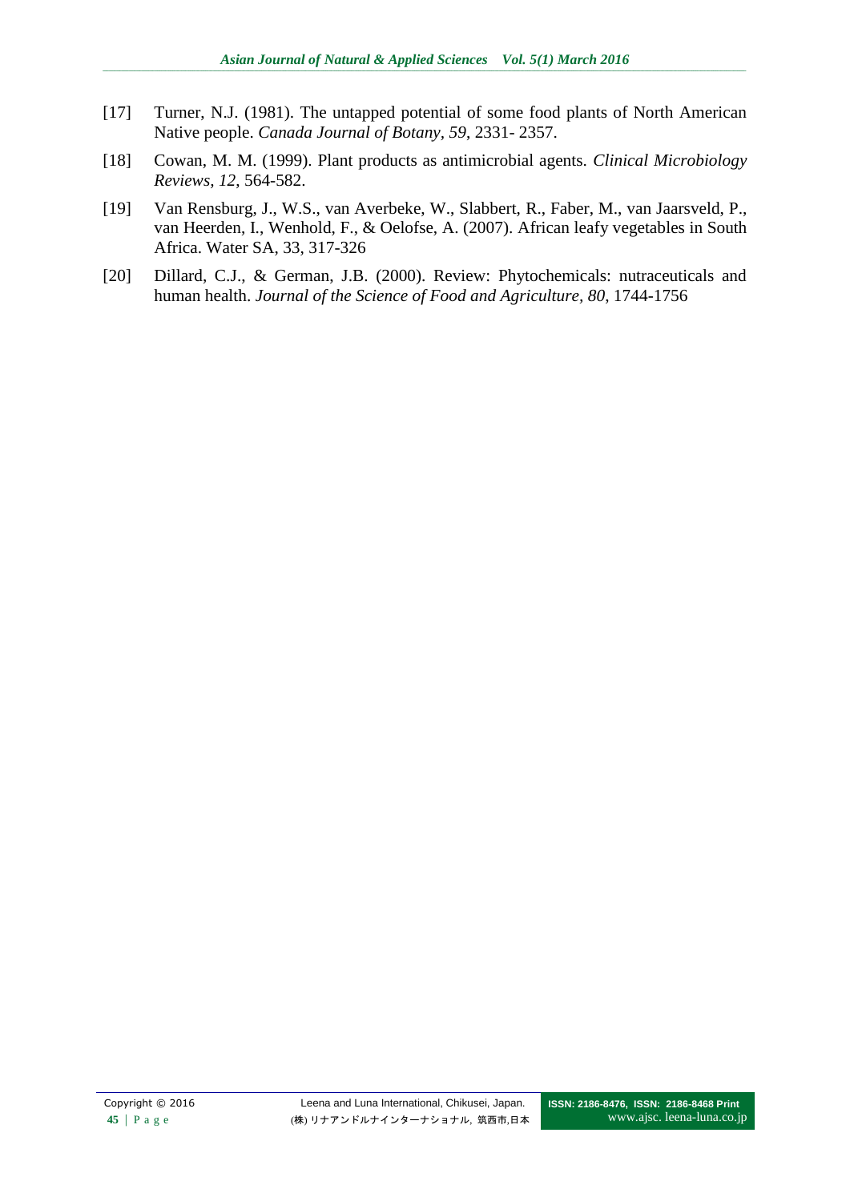[17] Turner, N.J. (1981). The untapped potential of some food plants of North American Native people. *Canada Journal of Botany*, *59*, 2331- 2357.

[18] Cowan, M. M. (1999). Plant products as antimicrobial agents. *Clinical Microbiology Reviews*, *12*, 564-582.

[19] Van Rensburg, J., W.S., van Averbeke, W., Slabbert, R., Faber, M., van Jaarsveld, P., van Heerden, I., Wenhold, F., & Oelofse, A. (2007). African leafy vegetables in South Africa. Water SA, 33, 317-326

[20] Dillard, C.J., & German, J.B. (2000). Review: Phytochemicals: nutraceuticals and human health. *Journal of the Science of Food and Agriculture, 80*, 1744-1756